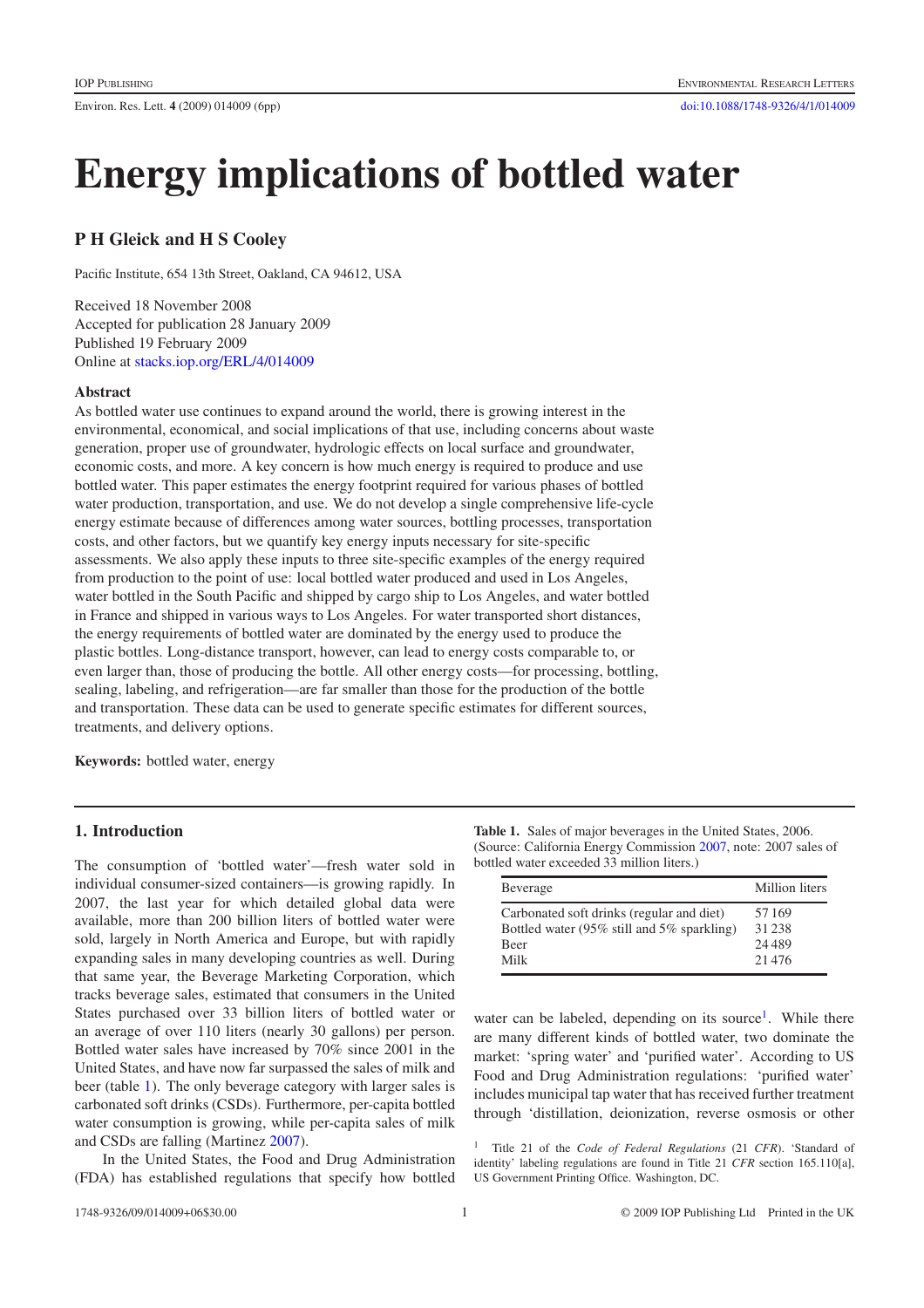# Energy implications of bottled water

## P H Gleick and H S Cooley

Pacific Institute, 654 13th Street, Oakland, CA 94612, USA

Received 18 November 2008
Accepted for publication 28 January 2009
Published 19 February 2009
Online at stacks.iop.org/ERL/4/014009

### Abstract

As bottled water use continues to expand around the world, there is growing interest in the environmental, economical, and social implications of that use, including concerns about waste generation, proper use of groundwater, hydrologic effects on local surface and groundwater, economic costs, and more. A key concern is how much energy is required to produce and use bottled water. This paper estimates the energy footprint required for various phases of bottled water production, transportation, and use. We do not develop a single comprehensive life-cycle energy estimate because of differences among water sources, bottling processes, transportation costs, and other factors, but we quantify key energy inputs necessary for site-specific assessments. We also apply these inputs to three site-specific examples of the energy required from production to the point of use: local bottled water produced and used in Los Angeles, water bottled in the South Pacific and shipped by cargo ship to Los Angeles, and water bottled in France and shipped in various ways to Los Angeles. For water transported short distances, the energy requirements of bottled water are dominated by the energy used to produce the plastic bottles. Long-distance transport, however, can lead to energy costs comparable to, or even larger than, those of producing the bottle. All other energy costs—for processing, bottling, sealing, labeling, and refrigeration—are far smaller than those for the production of the bottle and transportation. These data can be used to generate specific estimates for different sources, treatments, and delivery options.

**Keywords:** bottled water, energy

## 1. Introduction

The consumption of 'bottled water'—fresh water sold in individual consumer-sized containers—is growing rapidly. In 2007, the last year for which detailed global data were available, more than 200 billion liters of bottled water were sold, largely in North America and Europe, but with rapidly expanding sales in many developing countries as well. During that same year, the Beverage Marketing Corporation, which tracks beverage sales, estimated that consumers in the United States purchased over 33 billion liters of bottled water or an average of over 110 liters (nearly 30 gallons) per person. Bottled water sales have increased by 70% since 2001 in the United States, and have now far surpassed the sales of milk and beer (table 1). The only beverage category with larger sales is carbonated soft drinks (CSDs). Furthermore, per-capita bottled water consumption is growing, while per-capita sales of milk and CSDs are falling (Martinez 2007).

In the United States, the Food and Drug Administration (FDA) has established regulations that specify how bottled water can be labeled, depending on its source[1]. While there are many different kinds of bottled water, two dominate the market: 'spring water' and 'purified water'. According to US Food and Drug Administration regulations: 'purified water' includes municipal tap water that has received further treatment through 'distillation, deionization, reverse osmosis or other

**Table 1.** Sales of major beverages in the United States, 2006. (Source: California Energy Commission 2007, note: 2007 sales of bottled water exceeded 33 million liters.)

| Beverage | Million liters |
|---|---|
| Carbonated soft drinks (regular and diet) | 57 169 |
| Bottled water (95% still and 5% sparkling) | 31 238 |
| Beer | 24 489 |
| Milk | 21 476 |

[1] Title 21 of the *Code of Federal Regulations* (21 *CFR*). 'Standard of identity' labeling regulations are found in Title 21 *CFR* section 165.110[a], US Government Printing Office. Washington, DC.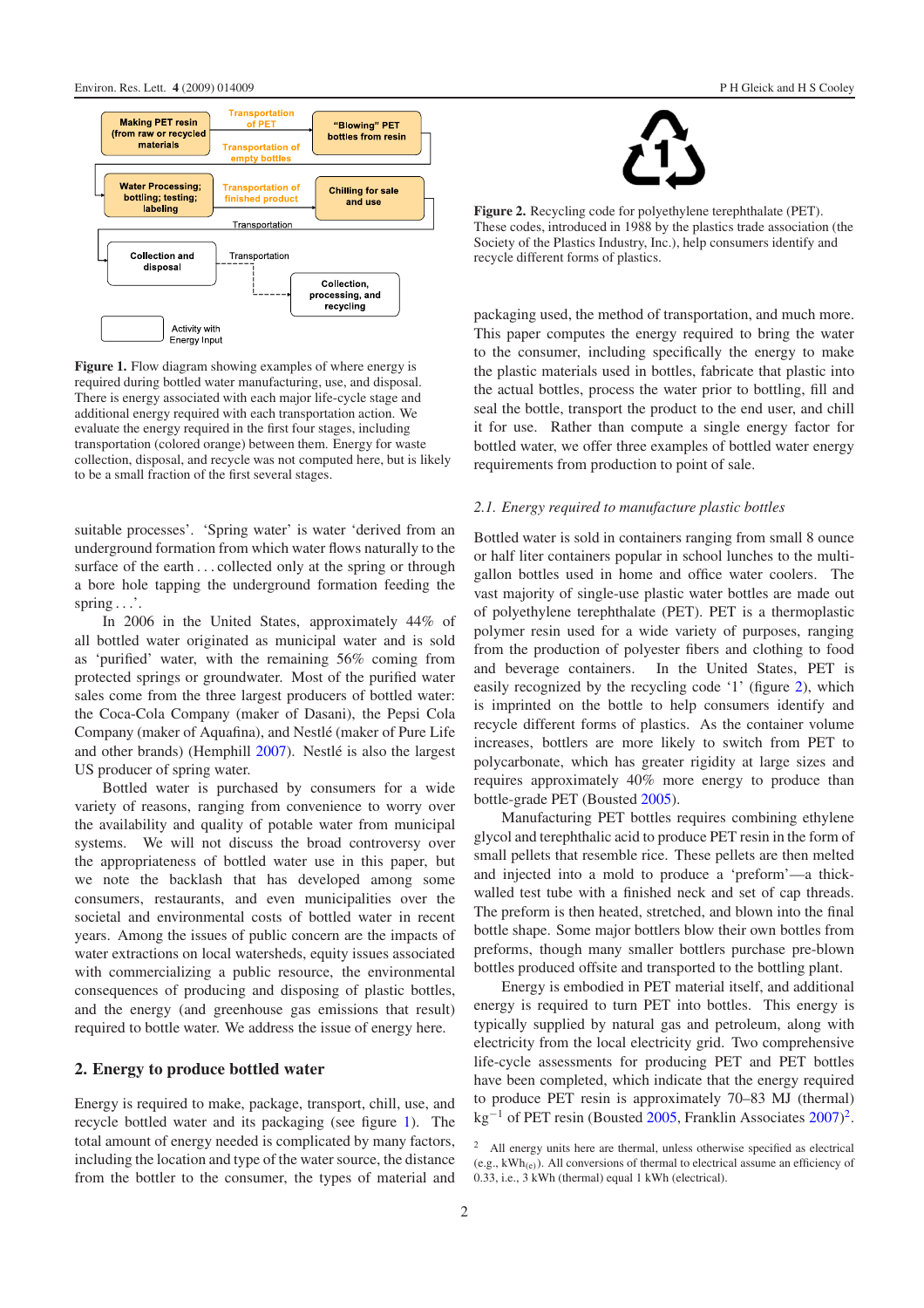Making PET resin (from raw or recycled materials)

Transportation of PET

"Blowing" PET bottles from resin

Transportation of empty bottles

Water Processing; bottling; testing; labeling

Transportation of finished product

Chilling for sale and use

Transportation

Collection and disposal

Transportation

Collection, processing, and recycling

Activity with Energy Input

**Figure 1.** Flow diagram showing examples of where energy is required during bottled water manufacturing, use, and disposal. There is energy associated with each major life-cycle stage and additional energy required with each transportation action. We evaluate the energy required in the first four stages, including transportation (colored orange) between them. Energy for waste collection, disposal, and recycle was not computed here, but is likely to be a small fraction of the first several stages.

**Figure 2.** Recycling code for polyethylene terephthalate (PET). These codes, introduced in 1988 by the plastics trade association (the Society of the Plastics Industry, Inc.), help consumers identify and recycle different forms of plastics.

suitable processes'. 'Spring water' is water 'derived from an underground formation from which water flows naturally to the surface of the earth . . . collected only at the spring or through a bore hole tapping the underground formation feeding the spring . . .'.

In 2006 in the United States, approximately 44% of all bottled water originated as municipal water and is sold as 'purified' water, with the remaining 56% coming from protected springs or groundwater. Most of the purified water sales come from the three largest producers of bottled water: the Coca-Cola Company (maker of Dasani), the Pepsi Cola Company (maker of Aquafina), and Nestlé (maker of Pure Life and other brands) (Hemphill 2007). Nestlé is also the largest US producer of spring water.

Bottled water is purchased by consumers for a wide variety of reasons, ranging from convenience to worry over the availability and quality of potable water from municipal systems. We will not discuss the broad controversy over the appropriateness of bottled water use in this paper, but we note the backlash that has developed among some consumers, restaurants, and even municipalities over the societal and environmental costs of bottled water in recent years. Among the issues of public concern are the impacts of water extractions on local watersheds, equity issues associated with commercializing a public resource, the environmental consequences of producing and disposing of plastic bottles, and the energy (and greenhouse gas emissions that result) required to bottle water. We address the issue of energy here.

## 2. Energy to produce bottled water

Energy is required to make, package, transport, chill, use, and recycle bottled water and its packaging (see figure 1). The total amount of energy needed is complicated by many factors, including the location and type of the water source, the distance from the bottler to the consumer, the types of material and packaging used, the method of transportation, and much more. This paper computes the energy required to bring the water to the consumer, including specifically the energy to make the plastic materials used in bottles, fabricate that plastic into the actual bottles, process the water prior to bottling, fill and seal the bottle, transport the product to the end user, and chill it for use. Rather than compute a single energy factor for bottled water, we offer three examples of bottled water energy requirements from production to point of sale.

### 2.1. Energy required to manufacture plastic bottles

Bottled water is sold in containers ranging from small 8 ounce or half liter containers popular in school lunches to the multi-gallon bottles used in home and office water coolers. The vast majority of single-use plastic water bottles are made out of polyethylene terephthalate (PET). PET is a thermoplastic polymer resin used for a wide variety of purposes, ranging from the production of polyester fibers and clothing to food and beverage containers. In the United States, PET is easily recognized by the recycling code '1' (figure 2), which is imprinted on the bottle to help consumers identify and recycle different forms of plastics. As the container volume increases, bottlers are more likely to switch from PET to polycarbonate, which has greater rigidity at large sizes and requires approximately 40% more energy to produce than bottle-grade PET (Bousted 2005).

Manufacturing PET bottles requires combining ethylene glycol and terephthalic acid to produce PET resin in the form of small pellets that resemble rice. These pellets are then melted and injected into a mold to produce a 'preform'—a thick-walled test tube with a finished neck and set of cap threads. The preform is then heated, stretched, and blown into the final bottle shape. Some major bottlers blow their own bottles from preforms, though many smaller bottlers purchase pre-blown bottles produced offsite and transported to the bottling plant.

Energy is embodied in PET material itself, and additional energy is required to turn PET into bottles. This energy is typically supplied by natural gas and petroleum, along with electricity from the local electricity grid. Two comprehensive life-cycle assessments for producing PET and PET bottles have been completed, which indicate that the energy required to produce PET resin is approximately 70–83 MJ (thermal) $kg^{-1}$ of PET resin (Bousted 2005, Franklin Associates 2007)[2].

[2] All energy units here are thermal, unless otherwise specified as electrical (e.g., $kWh_{(e)}$). All conversions of thermal to electrical assume an efficiency of 0.33, i.e., 3 kWh (thermal) equal 1 kWh (electrical).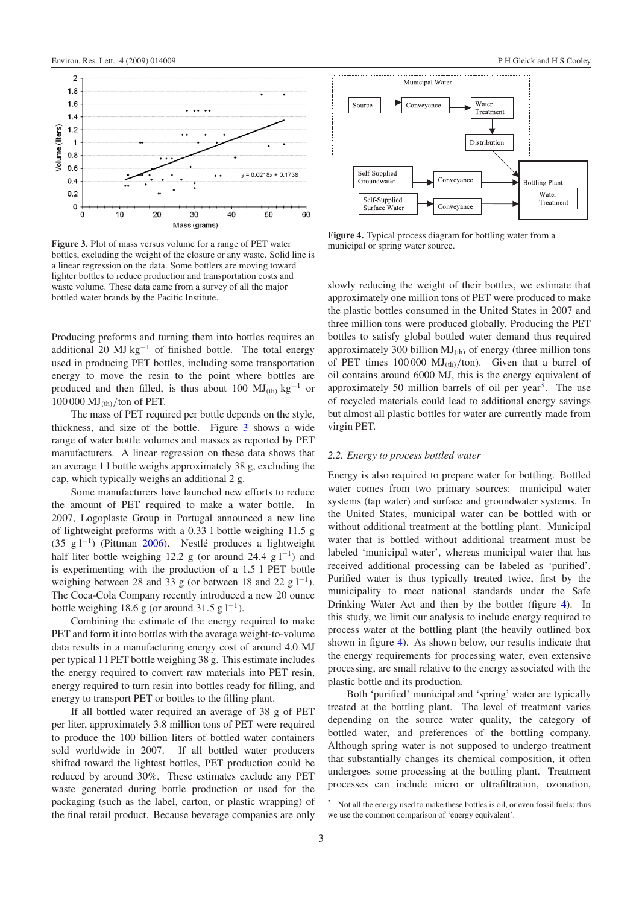**Figure 3.** Plot of mass versus volume for a range of PET water bottles, excluding the weight of the closure or any waste. Solid line is a linear regression on the data. Some bottlers are moving toward lighter bottles to reduce production and transportation costs and waste volume. These data came from a survey of all the major bottled water brands by the Pacific Institute.

**Figure 4.** Typical process diagram for bottling water from a municipal or spring water source.

Producing preforms and turning them into bottles requires an additional 20 MJ $kg^{-1}$ of finished bottle. The total energy used in producing PET bottles, including some transportation energy to move the resin to the point where bottles are produced and then filled, is thus about 100 $MJ_{(th)}$ $kg^{-1}$ or 100 000 $MJ_{(th)}$/ton of PET.

The mass of PET required per bottle depends on the style, thickness, and size of the bottle. Figure 3 shows a wide range of water bottle volumes and masses as reported by PET manufacturers. A linear regression on these data shows that an average 1 l bottle weighs approximately 38 g, excluding the cap, which typically weighs an additional 2 g.

Some manufacturers have launched new efforts to reduce the amount of PET required to make a water bottle. In 2007, Logoplaste Group in Portugal announced a new line of lightweight preforms with a 0.33 l bottle weighing 11.5 g (35 g $l^{-1}$) (Pittman 2006). Nestlé produces a lightweight half liter bottle weighing 12.2 g (or around 24.4 g $l^{-1}$) and is experimenting with the production of a 1.5 l PET bottle weighing between 28 and 33 g (or between 18 and 22 g $l^{-1}$). The Coca-Cola Company recently introduced a new 20 ounce bottle weighing 18.6 g (or around 31.5 g $l^{-1}$).

Combining the estimate of the energy required to make PET and form it into bottles with the average weight-to-volume data results in a manufacturing energy cost of around 4.0 MJ per typical 1 l PET bottle weighing 38 g. This estimate includes the energy required to convert raw materials into PET resin, energy required to turn resin into bottles ready for filling, and energy to transport PET or bottles to the filling plant.

If all bottled water required an average of 38 g of PET per liter, approximately 3.8 million tons of PET were required to produce the 100 billion liters of bottled water containers sold worldwide in 2007. If all bottled water producers shifted toward the lightest bottles, PET production could be reduced by around 30%. These estimates exclude any PET waste generated during bottle production or used for the packaging (such as the label, carton, or plastic wrapping) of the final retail product. Because beverage companies are only slowly reducing the weight of their bottles, we estimate that approximately one million tons of PET were produced to make the plastic bottles consumed in the United States in 2007 and three million tons were produced globally. Producing the PET bottles to satisfy global bottled water demand thus required approximately 300 billion $MJ_{(th)}$ of energy (three million tons of PET times 100 000 $MJ_{(th)}$/ton). Given that a barrel of oil contains around 6000 MJ, this is the energy equivalent of approximately 50 million barrels of oil per year[3]. The use of recycled materials could lead to additional energy savings but almost all plastic bottles for water are currently made from virgin PET.

### 2.2. Energy to process bottled water

Energy is also required to prepare water for bottling. Bottled water comes from two primary sources: municipal water systems (tap water) and surface and groundwater systems. In the United States, municipal water can be bottled with or without additional treatment at the bottling plant. Municipal water that is bottled without additional treatment must be labeled 'municipal water', whereas municipal water that has received additional processing can be labeled as 'purified'. Purified water is thus typically treated twice, first by the municipality to meet national standards under the Safe Drinking Water Act and then by the bottler (figure 4). In this study, we limit our analysis to include energy required to process water at the bottling plant (the heavily outlined box shown in figure 4). As shown below, our results indicate that the energy requirements for processing water, even extensive processing, are small relative to the energy associated with the plastic bottle and its production.

Both 'purified' municipal and 'spring' water are typically treated at the bottling plant. The level of treatment varies depending on the source water quality, the category of bottled water, and preferences of the bottling company. Although spring water is not supposed to undergo treatment that substantially changes its chemical composition, it often undergoes some processing at the bottling plant. Treatment processes can include micro or ultrafiltration, ozonation,

[3] Not all the energy used to make these bottles is oil, or even fossil fuels; thus we use the common comparison of 'energy equivalent'.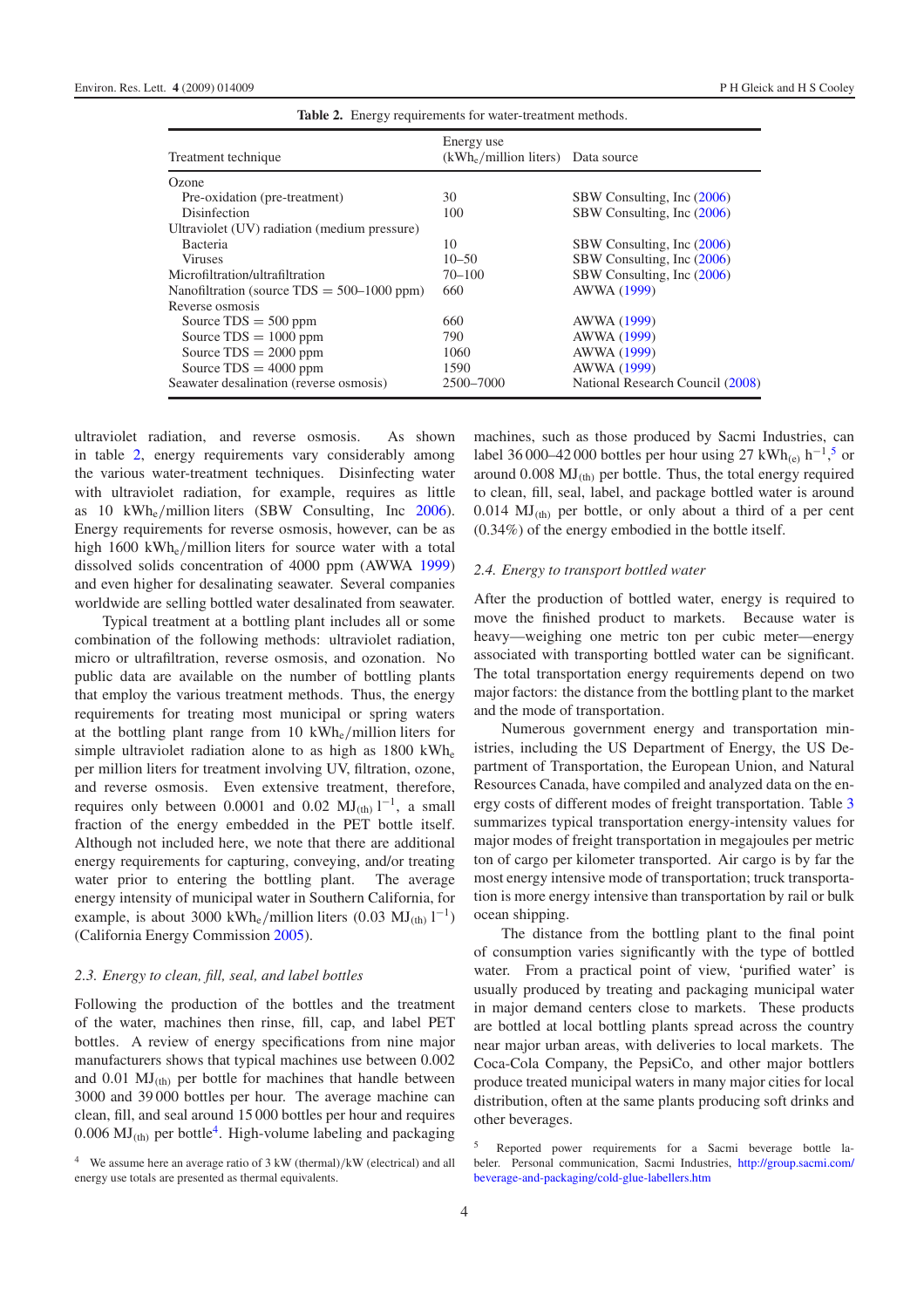**Table 2.** Energy requirements for water-treatment methods.

| Treatment technique | Energy use ($kWh_e$/million liters) | Data source |
|---|---|---|
| Ozone | | |
| Pre-oxidation (pre-treatment) | 30 | SBW Consulting, Inc (2006) |
| Disinfection | 100 | SBW Consulting, Inc (2006) |
| Ultraviolet (UV) radiation (medium pressure) | | |
| Bacteria | 10 | SBW Consulting, Inc (2006) |
| Viruses | 10–50 | SBW Consulting, Inc (2006) |
| Microfiltration/ultrafiltration | 70–100 | SBW Consulting, Inc (2006) |
| Nanofiltration (source TDS = 500–1000 ppm) | 660 | AWWA (1999) |
| Reverse osmosis | | |
| Source TDS = 500 ppm | 660 | AWWA (1999) |
| Source TDS = 1000 ppm | 790 | AWWA (1999) |
| Source TDS = 2000 ppm | 1060 | AWWA (1999) |
| Source TDS = 4000 ppm | 1590 | AWWA (1999) |
| Seawater desalination (reverse osmosis) | 2500–7000 | National Research Council (2008) |

ultraviolet radiation, and reverse osmosis. As shown in table 2, energy requirements vary considerably among the various water-treatment techniques. Disinfecting water with ultraviolet radiation, for example, requires as little as 10 $kWh_e$/million liters (SBW Consulting, Inc 2006). Energy requirements for reverse osmosis, however, can be as high as 1600 $kWh_e$/million liters for source water with a total dissolved solids concentration of 4000 ppm (AWWA 1999) and even higher for desalinating seawater. Several companies worldwide are selling bottled water desalinated from seawater.

Typical treatment at a bottling plant includes all or some combination of the following methods: ultraviolet radiation, micro or ultrafiltration, reverse osmosis, and ozonation. No public data are available on the number of bottling plants that employ the various treatment methods. Thus, the energy requirements for treating most municipal or spring waters at the bottling plant range from 10 $kWh_e$/million liters for simple ultraviolet radiation alone to as high as 1800 $kWh_e$ per million liters for treatment involving UV, filtration, ozone, and reverse osmosis. Even extensive treatment, therefore, requires only between 0.0001 and 0.02 $MJ_{(th)}\ l^{-1}$, a small fraction of the energy embedded in the PET bottle itself. Although not included here, we note that there are additional energy requirements for capturing, conveying, and/or treating water prior to entering the bottling plant. The average energy intensity of municipal water in Southern California, for example, is about 3000 $kWh_e$/million liters (0.03 $MJ_{(th)}\ l^{-1}$) (California Energy Commission 2005).

### 2.3. Energy to clean, fill, seal, and label bottles

Following the production of the bottles and the treatment of the water, machines then rinse, fill, cap, and label PET bottles. A review of energy specifications from nine major manufacturers shows that typical machines use between 0.002 and 0.01 $MJ_{(th)}$ per bottle for machines that handle between 3000 and 39 000 bottles per hour. The average machine can clean, fill, and seal around 15 000 bottles per hour and requires 0.006 $MJ_{(th)}$ per bottle[4]. High-volume labeling and packaging machines, such as those produced by Sacmi Industries, can label 36 000–42 000 bottles per hour using 27 $kWh_{(e)}\ h^{-1}$,[5] or around 0.008 $MJ_{(th)}$ per bottle. Thus, the total energy required to clean, fill, seal, label, and package bottled water is around 0.014 $MJ_{(th)}$ per bottle, or only about a third of a per cent (0.34%) of the energy embodied in the bottle itself.

### 2.4. Energy to transport bottled water

After the production of bottled water, energy is required to move the finished product to markets. Because water is heavy—weighing one metric ton per cubic meter—energy associated with transporting bottled water can be significant. The total transportation energy requirements depend on two major factors: the distance from the bottling plant to the market and the mode of transportation.

Numerous government energy and transportation ministries, including the US Department of Energy, the US Department of Transportation, the European Union, and Natural Resources Canada, have compiled and analyzed data on the energy costs of different modes of freight transportation. Table 3 summarizes typical transportation energy-intensity values for major modes of freight transportation in megajoules per metric ton of cargo per kilometer transported. Air cargo is by far the most energy intensive mode of transportation; truck transportation is more energy intensive than transportation by rail or bulk ocean shipping.

The distance from the bottling plant to the final point of consumption varies significantly with the type of bottled water. From a practical point of view, 'purified water' is usually produced by treating and packaging municipal water in major demand centers close to markets. These products are bottled at local bottling plants spread across the country near major urban areas, with deliveries to local markets. The Coca-Cola Company, the PepsiCo, and other major bottlers produce treated municipal waters in many major cities for local distribution, often at the same plants producing soft drinks and other beverages.

[4] We assume here an average ratio of 3 kW (thermal)/kW (electrical) and all energy use totals are presented as thermal equivalents.

[5] Reported power requirements for a Sacmi beverage bottle labeler. Personal communication, Sacmi Industries, http://group.sacmi.com/beverage-and-packaging/cold-glue-labellers.htm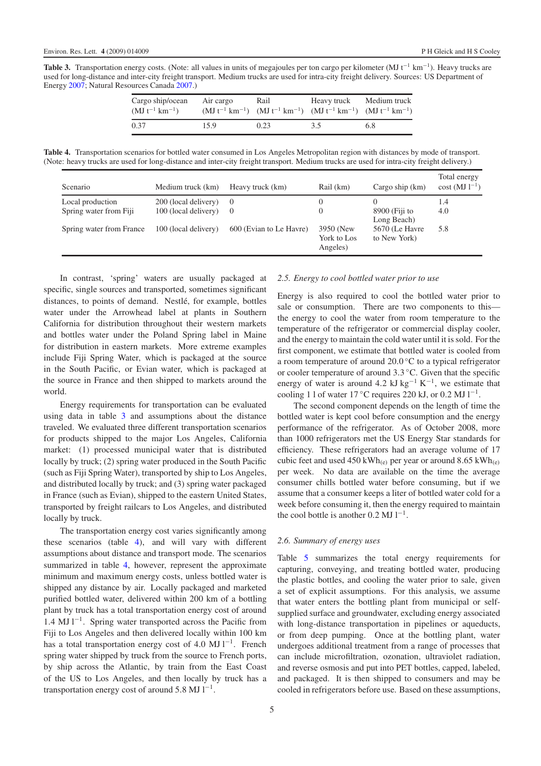**Table 3.** Transportation energy costs. (Note: all values in units of megajoules per ton cargo per kilometer ($\mathrm{MJ\ t^{-1}\ km^{-1}}$). Heavy trucks are used for long-distance and inter-city freight transport. Medium trucks are used for intra-city freight delivery. Sources: US Department of Energy 2007; Natural Resources Canada 2007.)

| Cargo ship/ocean ($\mathrm{MJ\ t^{-1}\ km^{-1}}$) | Air cargo ($\mathrm{MJ\ t^{-1}\ km^{-1}}$) | Rail ($\mathrm{MJ\ t^{-1}\ km^{-1}}$) | Heavy truck ($\mathrm{MJ\ t^{-1}\ km^{-1}}$) | Medium truck ($\mathrm{MJ\ t^{-1}\ km^{-1}}$) |
|---|---|---|---|---|
| 0.37 | 15.9 | 0.23 | 3.5 | 6.8 |

**Table 4.** Transportation scenarios for bottled water consumed in Los Angeles Metropolitan region with distances by mode of transport. (Note: heavy trucks are used for long-distance and inter-city freight transport. Medium trucks are used for intra-city freight delivery.)

| Scenario | Medium truck (km) | Heavy truck (km) | Rail (km) | Cargo ship (km) | Total energy cost ($\mathrm{MJ\ l^{-1}}$) |
|---|---|---|---|---|---|
| Local production | 200 (local delivery) | 0 | 0 | 0 | 1.4 |
| Spring water from Fiji | 100 (local delivery) | 0 | 0 | 8900 (Fiji to Long Beach) | 4.0 |
| Spring water from France | 100 (local delivery) | 600 (Evian to Le Havre) | 3950 (New York to Los Angeles) | 5670 (Le Havre to New York) | 5.8 |

In contrast, 'spring' waters are usually packaged at specific, single sources and transported, sometimes significant distances, to points of demand. Nestlé, for example, bottles water under the Arrowhead label at plants in Southern California for distribution throughout their western markets and bottles water under the Poland Spring label in Maine for distribution in eastern markets. More extreme examples include Fiji Spring Water, which is packaged at the source in the South Pacific, or Evian water, which is packaged at the source in France and then shipped to markets around the world.

Energy requirements for transportation can be evaluated using data in table 3 and assumptions about the distance traveled. We evaluated three different transportation scenarios for products shipped to the major Los Angeles, California market: (1) processed municipal water that is distributed locally by truck; (2) spring water produced in the South Pacific (such as Fiji Spring Water), transported by ship to Los Angeles, and distributed locally by truck; and (3) spring water packaged in France (such as Evian), shipped to the eastern United States, transported by freight railcars to Los Angeles, and distributed locally by truck.

The transportation energy cost varies significantly among these scenarios (table 4), and will vary with different assumptions about distance and transport mode. The scenarios summarized in table 4, however, represent the approximate minimum and maximum energy costs, unless bottled water is shipped any distance by air. Locally packaged and marketed purified bottled water, delivered within 200 km of a bottling plant by truck has a total transportation energy cost of around 1.4 $\mathrm{MJ\ l^{-1}}$. Spring water transported across the Pacific from Fiji to Los Angeles and then delivered locally within 100 km has a total transportation energy cost of 4.0 $\mathrm{MJ\ l^{-1}}$. French spring water shipped by truck from the source to French ports, by ship across the Atlantic, by train from the East Coast of the US to Los Angeles, and then locally by truck has a transportation energy cost of around 5.8 $\mathrm{MJ\ l^{-1}}$.

### *2.5. Energy to cool bottled water prior to use*

Energy is also required to cool the bottled water prior to sale or consumption. There are two components to this—the energy to cool the water from room temperature to the temperature of the refrigerator or commercial display cooler, and the energy to maintain the cold water until it is sold. For the first component, we estimate that bottled water is cooled from a room temperature of around 20.0 °C to a typical refrigerator or cooler temperature of around 3.3 °C. Given that the specific energy of water is around 4.2 $\mathrm{kJ\ kg^{-1}\ K^{-1}}$, we estimate that cooling 1 l of water 17 °C requires 220 kJ, or 0.2 $\mathrm{MJ\ l^{-1}}$.

The second component depends on the length of time the bottled water is kept cool before consumption and the energy performance of the refrigerator. As of October 2008, more than 1000 refrigerators met the US Energy Star standards for efficiency. These refrigerators had an average volume of 17 cubic feet and used 450 $\mathrm{kWh_{(e)}}$ per year or around 8.65 $\mathrm{kWh_{(e)}}$ per week. No data are available on the time the average consumer chills bottled water before consuming, but if we assume that a consumer keeps a liter of bottled water cold for a week before consuming it, then the energy required to maintain the cool bottle is another 0.2 $\mathrm{MJ\ l^{-1}}$.

### *2.6. Summary of energy uses*

Table 5 summarizes the total energy requirements for capturing, conveying, and treating bottled water, producing the plastic bottles, and cooling the water prior to sale, given a set of explicit assumptions. For this analysis, we assume that water enters the bottling plant from municipal or self-supplied surface and groundwater, excluding energy associated with long-distance transportation in pipelines or aqueducts, or from deep pumping. Once at the bottling plant, water undergoes additional treatment from a range of processes that can include microfiltration, ozonation, ultraviolet radiation, and reverse osmosis and put into PET bottles, capped, labeled, and packaged. It is then shipped to consumers and may be cooled in refrigerators before use. Based on these assumptions,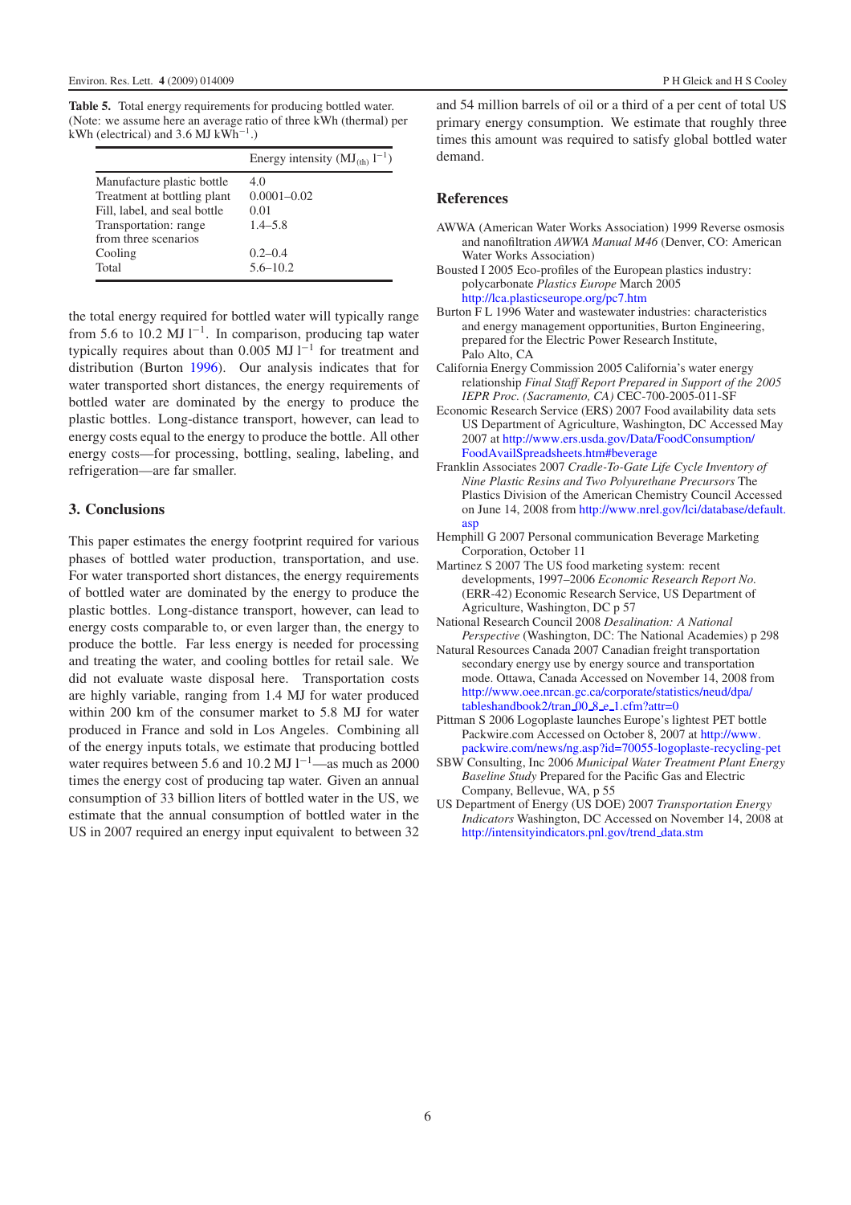**Table 5.** Total energy requirements for producing bottled water. (Note: we assume here an average ratio of three kWh (thermal) per kWh (electrical) and 3.6 MJ $kWh^{-1}$.)

| | Energy intensity ($MJ_{(th)}$ $l^{-1}$) |
|---|---|
| Manufacture plastic bottle | 4.0 |
| Treatment at bottling plant | 0.0001–0.02 |
| Fill, label, and seal bottle | 0.01 |
| Transportation: range from three scenarios | 1.4–5.8 |
| Cooling | 0.2–0.4 |
| Total | 5.6–10.2 |

the total energy required for bottled water will typically range from 5.6 to 10.2 MJ $l^{-1}$. In comparison, producing tap water typically requires about than 0.005 MJ $l^{-1}$ for treatment and distribution (Burton 1996). Our analysis indicates that for water transported short distances, the energy requirements of bottled water are dominated by the energy to produce the plastic bottles. Long-distance transport, however, can lead to energy costs equal to the energy to produce the bottle. All other energy costs—for processing, bottling, sealing, labeling, and refrigeration—are far smaller.

## 3. Conclusions

This paper estimates the energy footprint required for various phases of bottled water production, transportation, and use. For water transported short distances, the energy requirements of bottled water are dominated by the energy to produce the plastic bottles. Long-distance transport, however, can lead to energy costs comparable to, or even larger than, the energy to produce the bottle. Far less energy is needed for processing and treating the water, and cooling bottles for retail sale. We did not evaluate waste disposal here. Transportation costs are highly variable, ranging from 1.4 MJ for water produced within 200 km of the consumer market to 5.8 MJ for water produced in France and sold in Los Angeles. Combining all of the energy inputs totals, we estimate that producing bottled water requires between 5.6 and 10.2 MJ $l^{-1}$—as much as 2000 times the energy cost of producing tap water. Given an annual consumption of 33 billion liters of bottled water in the US, we estimate that the annual consumption of bottled water in the US in 2007 required an energy input equivalent to between 32 and 54 million barrels of oil or a third of a per cent of total US primary energy consumption. We estimate that roughly three times this amount was required to satisfy global bottled water demand.

## References

AWWA (American Water Works Association) 1999 Reverse osmosis and nanofiltration *AWWA Manual M46* (Denver, CO: American Water Works Association)

Bousted I 2005 Eco-profiles of the European plastics industry: polycarbonate *Plastics Europe* March 2005 http://lca.plasticseurope.org/pc7.htm

Burton F L 1996 Water and wastewater industries: characteristics and energy management opportunities, Burton Engineering, prepared for the Electric Power Research Institute, Palo Alto, CA

California Energy Commission 2005 California's water energy relationship *Final Staff Report Prepared in Support of the 2005 IEPR Proc. (Sacramento, CA)* CEC-700-2005-011-SF

Economic Research Service (ERS) 2007 Food availability data sets US Department of Agriculture, Washington, DC Accessed May 2007 at http://www.ers.usda.gov/Data/FoodConsumption/FoodAvailSpreadsheets.htm#beverage

Franklin Associates 2007 *Cradle-To-Gate Life Cycle Inventory of Nine Plastic Resins and Two Polyurethane Precursors* The Plastics Division of the American Chemistry Council Accessed on June 14, 2008 from http://www.nrel.gov/lci/database/default.asp

Hemphill G 2007 Personal communication Beverage Marketing Corporation, October 11

Martinez S 2007 The US food marketing system: recent developments, 1997–2006 *Economic Research Report No.* (ERR-42) Economic Research Service, US Department of Agriculture, Washington, DC p 57

National Research Council 2008 *Desalination: A National Perspective* (Washington, DC: The National Academies) p 298

Natural Resources Canada 2007 Canadian freight transportation secondary energy use by energy source and transportation mode. Ottawa, Canada Accessed on November 14, 2008 from http://www.oee.nrcan.gc.ca/corporate/statistics/neud/dpa/tableshandbook2/tran_00_8_e_1.cfm?attr=0

Pittman S 2006 Logoplaste launches Europe's lightest PET bottle Packwire.com Accessed on October 8, 2007 at http://www.packwire.com/news/ng.asp?id=70055-logoplaste-recycling-pet

SBW Consulting, Inc 2006 *Municipal Water Treatment Plant Energy Baseline Study* Prepared for the Pacific Gas and Electric Company, Bellevue, WA, p 55

US Department of Energy (US DOE) 2007 *Transportation Energy Indicators* Washington, DC Accessed on November 14, 2008 at http://intensityindicators.pnl.gov/trend_data.stm